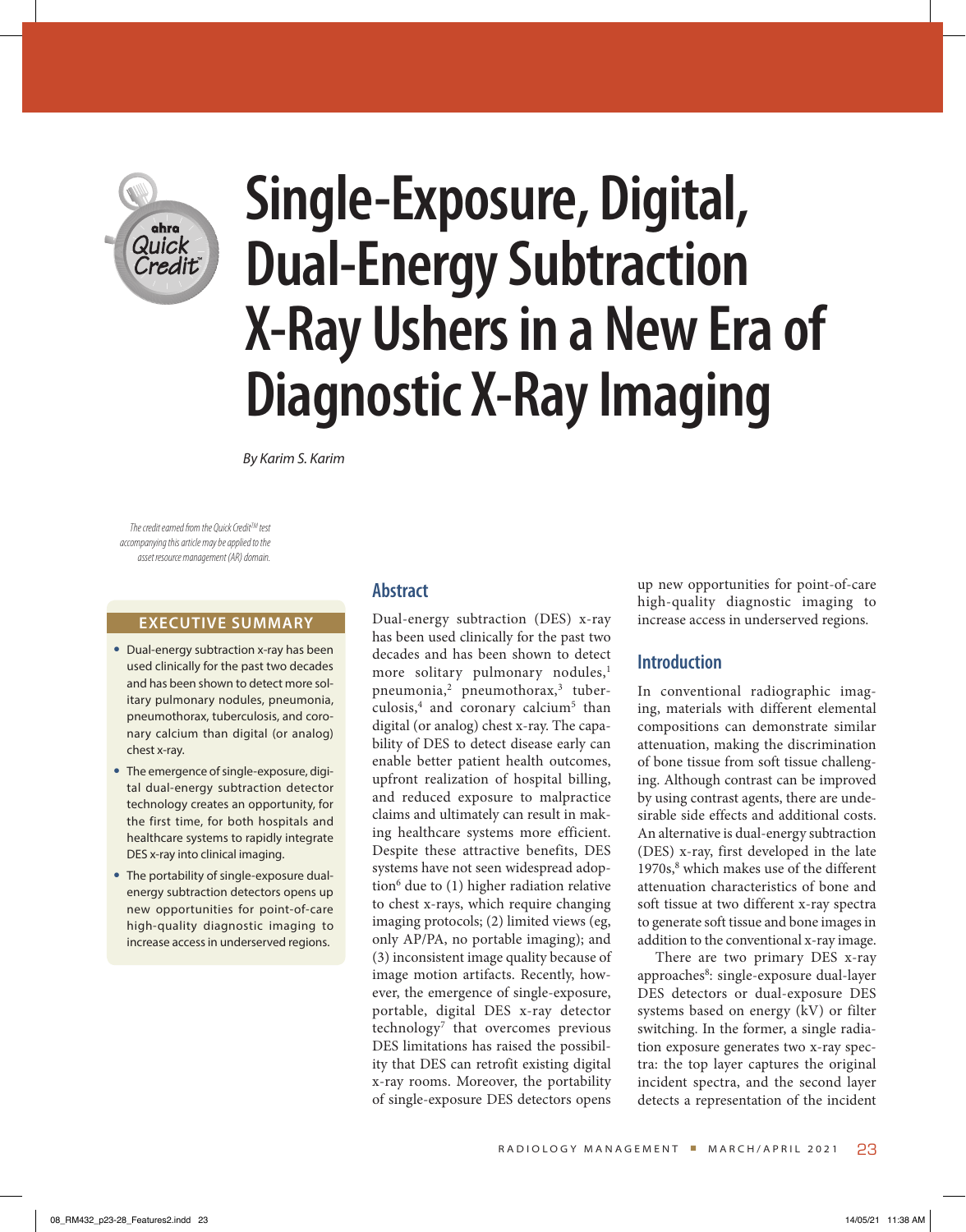# Single-Exposure, Digital, Dual-Energy Subtraction X-Ray Ushers in a New Era of Diagnostic X-Ray Imaging

*By Karim S. Karim*

*The credit earned from the Quick Credit™ test accompanying this article may be applied to the asset resource management (AR) domain.*

## EXECUTIVE SUMMARY

- Dual-energy subtraction x-ray has been used clinically for the past two decades and has been shown to detect more solitary pulmonary nodules, pneumonia, pneumothorax, tuberculosis, and coronary calcium than digital (or analog) chest x-ray.
- The emergence of single-exposure, digital dual-energy subtraction detector technology creates an opportunity, for the first time, for both hospitals and healthcare systems to rapidly integrate DES x-ray into clinical imaging.
- The portability of single-exposure dual-energy subtraction detectors opens up new opportunities for point-of-care high-quality diagnostic imaging to increase access in underserved regions.

## Abstract

Dual-energy subtraction (DES) x-ray has been used clinically for the past two decades and has been shown to detect more solitary pulmonary nodules,[1] pneumonia,[2] pneumothorax,[3] tuberculosis,[4] and coronary calcium[5] than digital (or analog) chest x-ray. The capability of DES to detect disease early can enable better patient health outcomes, upfront realization of hospital billing, and reduced exposure to malpractice claims and ultimately can result in making healthcare systems more efficient. Despite these attractive benefits, DES systems have not seen widespread adoption[6] due to (1) higher radiation relative to chest x-rays, which require changing imaging protocols; (2) limited views (eg, only AP/PA, no portable imaging); and (3) inconsistent image quality because of image motion artifacts. Recently, however, the emergence of single-exposure, portable, digital DES x-ray detector technology[7] that overcomes previous DES limitations has raised the possibility that DES can retrofit existing digital x-ray rooms. Moreover, the portability of single-exposure DES detectors opens up new opportunities for point-of-care high-quality diagnostic imaging to increase access in underserved regions.

## Introduction

In conventional radiographic imaging, materials with different elemental compositions can demonstrate similar attenuation, making the discrimination of bone tissue from soft tissue challenging. Although contrast can be improved by using contrast agents, there are undesirable side effects and additional costs. An alternative is dual-energy subtraction (DES) x-ray, first developed in the late 1970s,[8] which makes use of the different attenuation characteristics of bone and soft tissue at two different x-ray spectra to generate soft tissue and bone images in addition to the conventional x-ray image.

There are two primary DES x-ray approaches[8]: single-exposure dual-layer DES detectors or dual-exposure DES systems based on energy (kV) or filter switching. In the former, a single radiation exposure generates two x-ray spectra: the top layer captures the original incident spectra, and the second layer detects a representation of the incident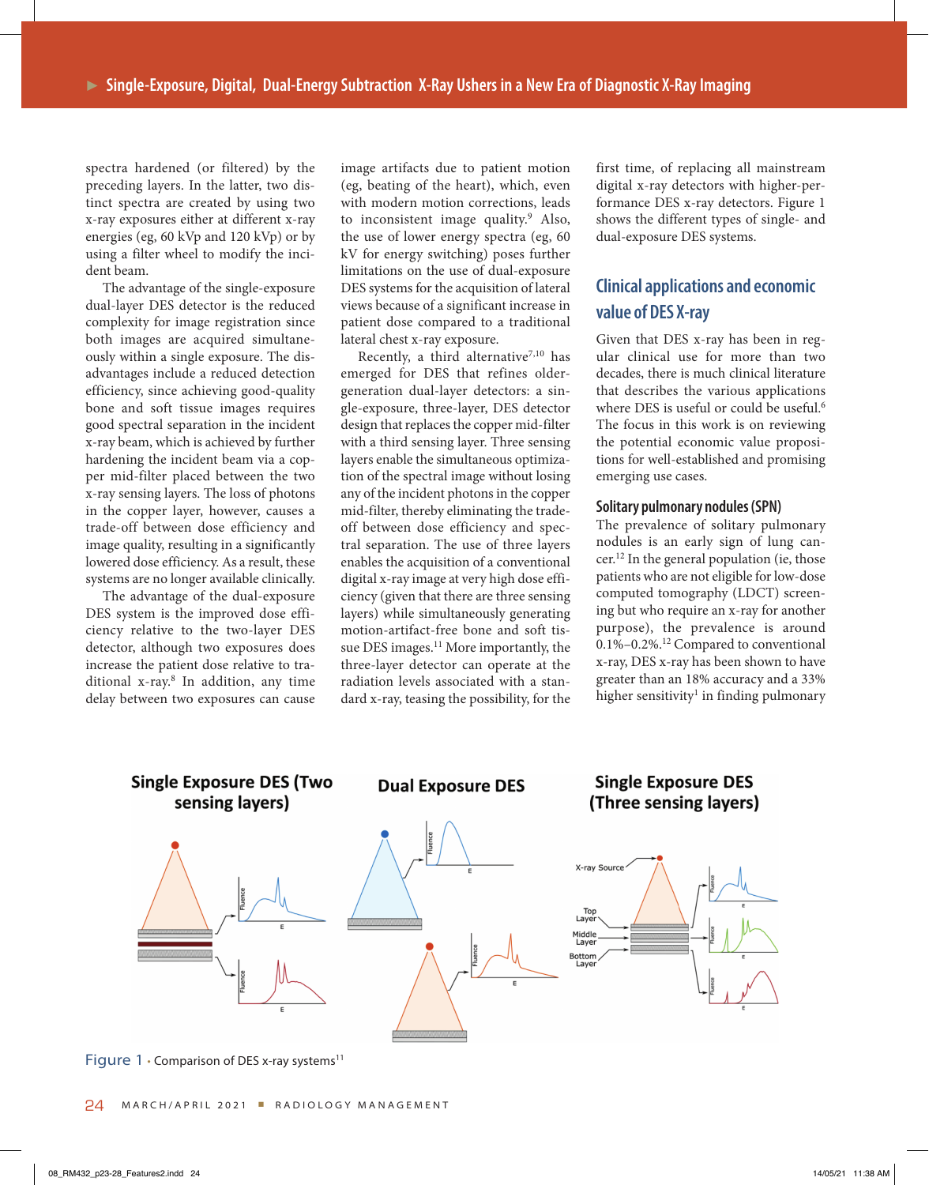spectra hardened (or filtered) by the preceding layers. In the latter, two distinct spectra are created by using two x-ray exposures either at different x-ray energies (eg, 60 kVp and 120 kVp) or by using a filter wheel to modify the incident beam.

The advantage of the single-exposure dual-layer DES detector is the reduced complexity for image registration since both images are acquired simultaneously within a single exposure. The disadvantages include a reduced detection efficiency, since achieving good-quality bone and soft tissue images requires good spectral separation in the incident x-ray beam, which is achieved by further hardening the incident beam via a copper mid-filter placed between the two x-ray sensing layers. The loss of photons in the copper layer, however, causes a trade-off between dose efficiency and image quality, resulting in a significantly lowered dose efficiency. As a result, these systems are no longer available clinically.

The advantage of the dual-exposure DES system is the improved dose efficiency relative to the two-layer DES detector, although two exposures does increase the patient dose relative to traditional x-ray.[8] In addition, any time delay between two exposures can cause image artifacts due to patient motion (eg, beating of the heart), which, even with modern motion corrections, leads to inconsistent image quality.[9] Also, the use of lower energy spectra (eg, 60 kV for energy switching) poses further limitations on the use of dual-exposure DES systems for the acquisition of lateral views because of a significant increase in patient dose compared to a traditional lateral chest x-ray exposure.

Recently, a third alternative[7,10] has emerged for DES that refines older-generation dual-layer detectors: a single-exposure, three-layer, DES detector design that replaces the copper mid-filter with a third sensing layer. Three sensing layers enable the simultaneous optimization of the spectral image without losing any of the incident photons in the copper mid-filter, thereby eliminating the trade-off between dose efficiency and spectral separation. The use of three layers enables the acquisition of a conventional digital x-ray image at very high dose efficiency (given that there are three sensing layers) while simultaneously generating motion-artifact-free bone and soft tissue DES images.[11] More importantly, the three-layer detector can operate at the radiation levels associated with a standard x-ray, teasing the possibility, for the first time, of replacing all mainstream digital x-ray detectors with higher-performance DES x-ray detectors. Figure 1 shows the different types of single- and dual-exposure DES systems.

## Clinical applications and economic value of DES X-ray

Given that DES x-ray has been in regular clinical use for more than two decades, there is much clinical literature that describes the various applications where DES is useful or could be useful.[6] The focus in this work is on reviewing the potential economic value propositions for well-established and promising emerging use cases.

### Solitary pulmonary nodules (SPN)

The prevalence of solitary pulmonary nodules is an early sign of lung cancer.[12] In the general population (ie, those patients who are not eligible for low-dose computed tomography (LDCT) screening but who require an x-ray for another purpose), the prevalence is around 0.1%–0.2%.[12] Compared to conventional x-ray, DES x-ray has been shown to have greater than an 18% accuracy and a 33% higher sensitivity[1] in finding pulmonary

Single Exposure DES (Two sensing layers)
Fluence
E
Fluence
E

Dual Exposure DES
Fluence
E
Fluence
E

Single Exposure DES (Three sensing layers)
X-ray Source
Top Layer
Middle Layer
Bottom Layer
Fluence
E
Fluence
E
Fluence
E

Figure 1 • Comparison of DES x-ray systems[11]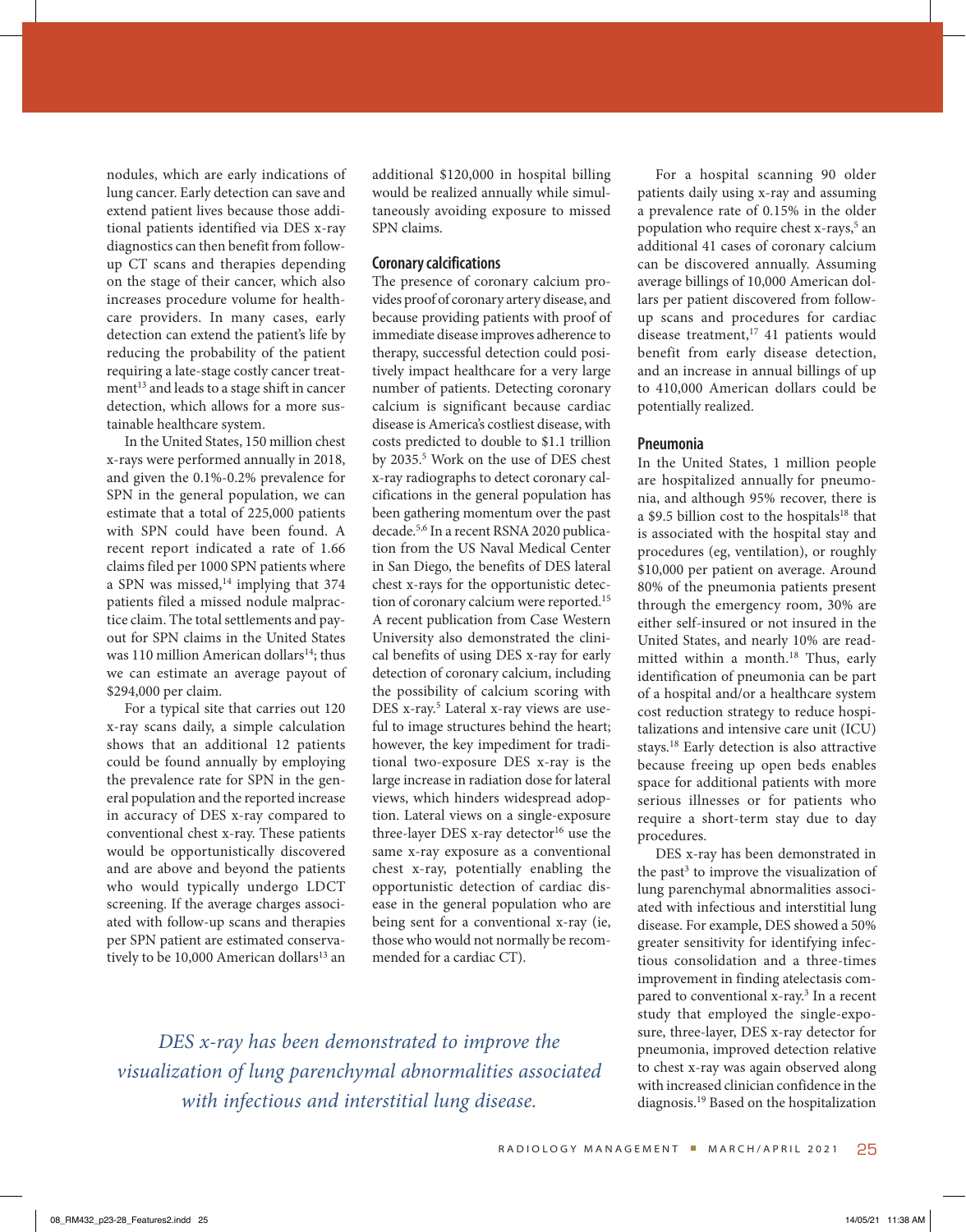nodules, which are early indications of lung cancer. Early detection can save and extend patient lives because those additional patients identified via DES x-ray diagnostics can then benefit from follow-up CT scans and therapies depending on the stage of their cancer, which also increases procedure volume for healthcare providers. In many cases, early detection can extend the patient's life by reducing the probability of the patient requiring a late-stage costly cancer treatment[13] and leads to a stage shift in cancer detection, which allows for a more sustainable healthcare system.

In the United States, 150 million chest x-rays were performed annually in 2018, and given the 0.1%-0.2% prevalence for SPN in the general population, we can estimate that a total of 225,000 patients with SPN could have been found. A recent report indicated a rate of 1.66 claims filed per 1000 SPN patients where a SPN was missed,[14] implying that 374 patients filed a missed nodule malpractice claim. The total settlements and payout for SPN claims in the United States was 110 million American dollars[14]; thus we can estimate an average payout of $294,000 per claim.

For a typical site that carries out 120 x-ray scans daily, a simple calculation shows that an additional 12 patients could be found annually by employing the prevalence rate for SPN in the general population and the reported increase in accuracy of DES x-ray compared to conventional chest x-ray. These patients would be opportunistically discovered and are above and beyond the patients who would typically undergo LDCT screening. If the average charges associated with follow-up scans and therapies per SPN patient are estimated conservatively to be 10,000 American dollars[13] an additional $120,000 in hospital billing would be realized annually while simultaneously avoiding exposure to missed SPN claims.

## Coronary calcifications

The presence of coronary calcium provides proof of coronary artery disease, and because providing patients with proof of immediate disease improves adherence to therapy, successful detection could positively impact healthcare for a very large number of patients. Detecting coronary calcium is significant because cardiac disease is America's costliest disease, with costs predicted to double to $1.1 trillion by 2035.[5] Work on the use of DES chest x-ray radiographs to detect coronary calcifications in the general population has been gathering momentum over the past decade.[5,6] In a recent RSNA 2020 publication from the US Naval Medical Center in San Diego, the benefits of DES lateral chest x-rays for the opportunistic detection of coronary calcium were reported.[15] A recent publication from Case Western University also demonstrated the clinical benefits of using DES x-ray for early detection of coronary calcium, including the possibility of calcium scoring with DES x-ray.[5] Lateral x-ray views are useful to image structures behind the heart; however, the key impediment for traditional two-exposure DES x-ray is the large increase in radiation dose for lateral views, which hinders widespread adoption. Lateral views on a single-exposure three-layer DES x-ray detector[16] use the same x-ray exposure as a conventional chest x-ray, potentially enabling the opportunistic detection of cardiac disease in the general population who are being sent for a conventional x-ray (ie, those who would not normally be recommended for a cardiac CT).

*DES x-ray has been demonstrated to improve the visualization of lung parenchymal abnormalities associated with infectious and interstitial lung disease.*

For a hospital scanning 90 older patients daily using x-ray and assuming a prevalence rate of 0.15% in the older population who require chest x-rays,[5] an additional 41 cases of coronary calcium can be discovered annually. Assuming average billings of 10,000 American dollars per patient discovered from follow-up scans and procedures for cardiac disease treatment,[17] 41 patients would benefit from early disease detection, and an increase in annual billings of up to 410,000 American dollars could be potentially realized.

## Pneumonia

In the United States, 1 million people are hospitalized annually for pneumonia, and although 95% recover, there is a $9.5 billion cost to the hospitals[18] that is associated with the hospital stay and procedures (eg, ventilation), or roughly $10,000 per patient on average. Around 80% of the pneumonia patients present through the emergency room, 30% are either self-insured or not insured in the United States, and nearly 10% are readmitted within a month.[18] Thus, early identification of pneumonia can be part of a hospital and/or a healthcare system cost reduction strategy to reduce hospitalizations and intensive care unit (ICU) stays.[18] Early detection is also attractive because freeing up open beds enables space for additional patients with more serious illnesses or for patients who require a short-term stay due to day procedures.

DES x-ray has been demonstrated in the past[3] to improve the visualization of lung parenchymal abnormalities associated with infectious and interstitial lung disease. For example, DES showed a 50% greater sensitivity for identifying infectious consolidation and a three-times improvement in finding atelectasis compared to conventional x-ray.[3] In a recent study that employed the single-exposure, three-layer, DES x-ray detector for pneumonia, improved detection relative to chest x-ray was again observed along with increased clinician confidence in the diagnosis.[19] Based on the hospitalization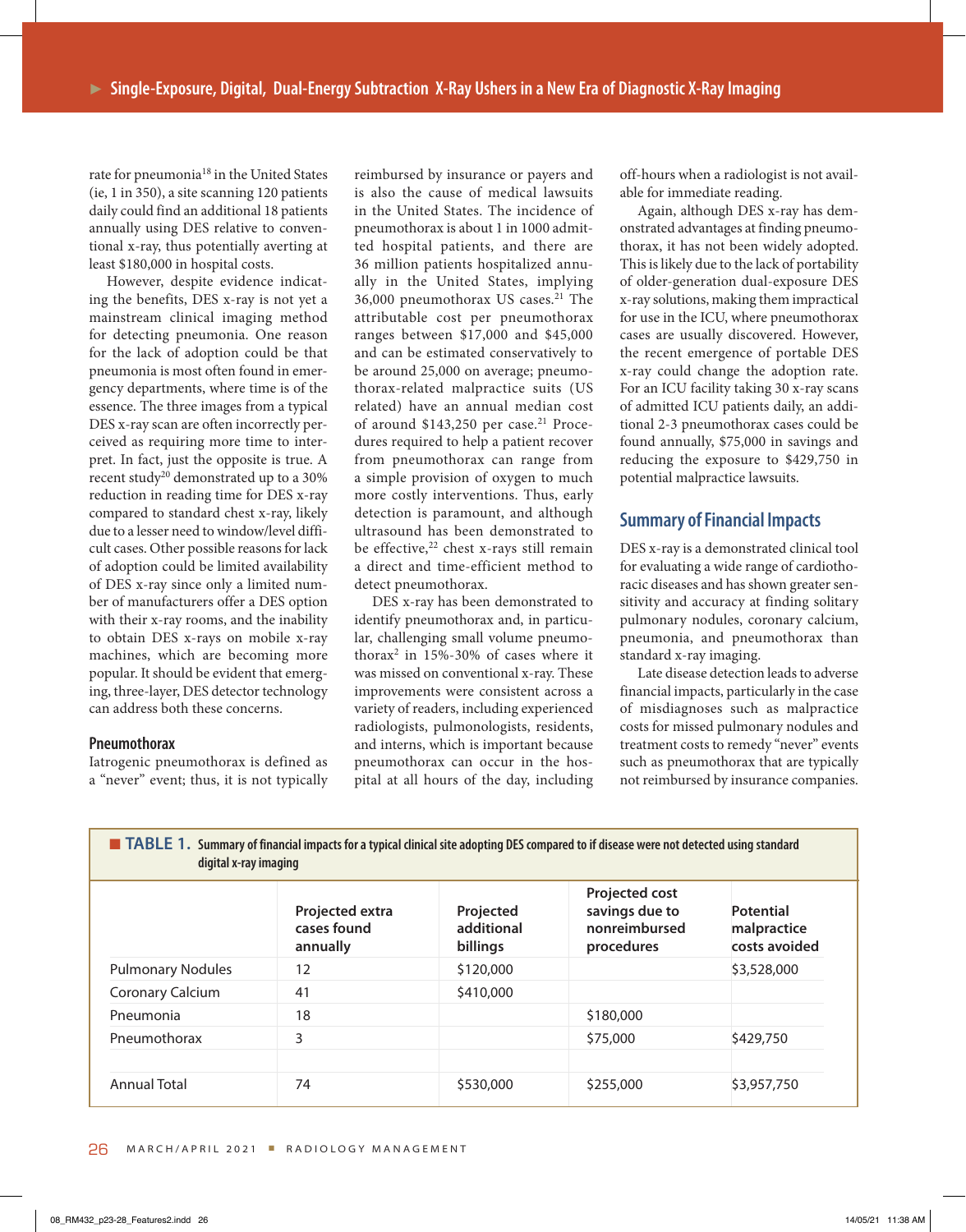rate for pneumonia[18] in the United States (ie, 1 in 350), a site scanning 120 patients daily could find an additional 18 patients annually using DES relative to conventional x-ray, thus potentially averting at least $180,000 in hospital costs.

However, despite evidence indicating the benefits, DES x-ray is not yet a mainstream clinical imaging method for detecting pneumonia. One reason for the lack of adoption could be that pneumonia is most often found in emergency departments, where time is of the essence. The three images from a typical DES x-ray scan are often incorrectly perceived as requiring more time to interpret. In fact, just the opposite is true. A recent study[20] demonstrated up to a 30% reduction in reading time for DES x-ray compared to standard chest x-ray, likely due to a lesser need to window/level difficult cases. Other possible reasons for lack of adoption could be limited availability of DES x-ray since only a limited number of manufacturers offer a DES option with their x-ray rooms, and the inability to obtain DES x-rays on mobile x-ray machines, which are becoming more popular. It should be evident that emerging, three-layer, DES detector technology can address both these concerns.

### Pneumothorax

Iatrogenic pneumothorax is defined as a "never" event; thus, it is not typically reimbursed by insurance or payers and is also the cause of medical lawsuits in the United States. The incidence of pneumothorax is about 1 in 1000 admitted hospital patients, and there are 36 million patients hospitalized annually in the United States, implying 36,000 pneumothorax US cases.[21] The attributable cost per pneumothorax ranges between $17,000 and $45,000 and can be estimated conservatively to be around 25,000 on average; pneumothorax-related malpractice suits (US related) have an annual median cost of around $143,250 per case.[21] Procedures required to help a patient recover from pneumothorax can range from a simple provision of oxygen to much more costly interventions. Thus, early detection is paramount, and although ultrasound has been demonstrated to be effective,[22] chest x-rays still remain a direct and time-efficient method to detect pneumothorax.

DES x-ray has been demonstrated to identify pneumothorax and, in particular, challenging small volume pneumothorax[2] in 15%-30% of cases where it was missed on conventional x-ray. These improvements were consistent across a variety of readers, including experienced radiologists, pulmonologists, residents, and interns, which is important because pneumothorax can occur in the hospital at all hours of the day, including off-hours when a radiologist is not available for immediate reading.

Again, although DES x-ray has demonstrated advantages at finding pneumothorax, it has not been widely adopted. This is likely due to the lack of portability of older-generation dual-exposure DES x-ray solutions, making them impractical for use in the ICU, where pneumothorax cases are usually discovered. However, the recent emergence of portable DES x-ray could change the adoption rate. For an ICU facility taking 30 x-ray scans of admitted ICU patients daily, an additional 2-3 pneumothorax cases could be found annually, $75,000 in savings and reducing the exposure to $429,750 in potential malpractice lawsuits.

## Summary of Financial Impacts

DES x-ray is a demonstrated clinical tool for evaluating a wide range of cardiothoracic diseases and has shown greater sensitivity and accuracy at finding solitary pulmonary nodules, coronary calcium, pneumonia, and pneumothorax than standard x-ray imaging.

Late disease detection leads to adverse financial impacts, particularly in the case of misdiagnoses such as malpractice costs for missed pulmonary nodules and treatment costs to remedy "never" events such as pneumothorax that are typically not reimbursed by insurance companies.

**TABLE 1.** Summary of financial impacts for a typical clinical site adopting DES compared to if disease were not detected using standard digital x-ray imaging

| | Projected extra cases found annually | Projected additional billings | Projected cost savings due to nonreimbursed procedures | Potential malpractice costs avoided |
|---|---|---|---|---|
| Pulmonary Nodules | 12 | $120,000 | | $3,528,000 |
| Coronary Calcium | 41 | $410,000 | | |
| Pneumonia | 18 | | $180,000 | |
| Pneumothorax | 3 | | $75,000 | $429,750 |
| Annual Total | 74 | $530,000 | $255,000 | $3,957,750 |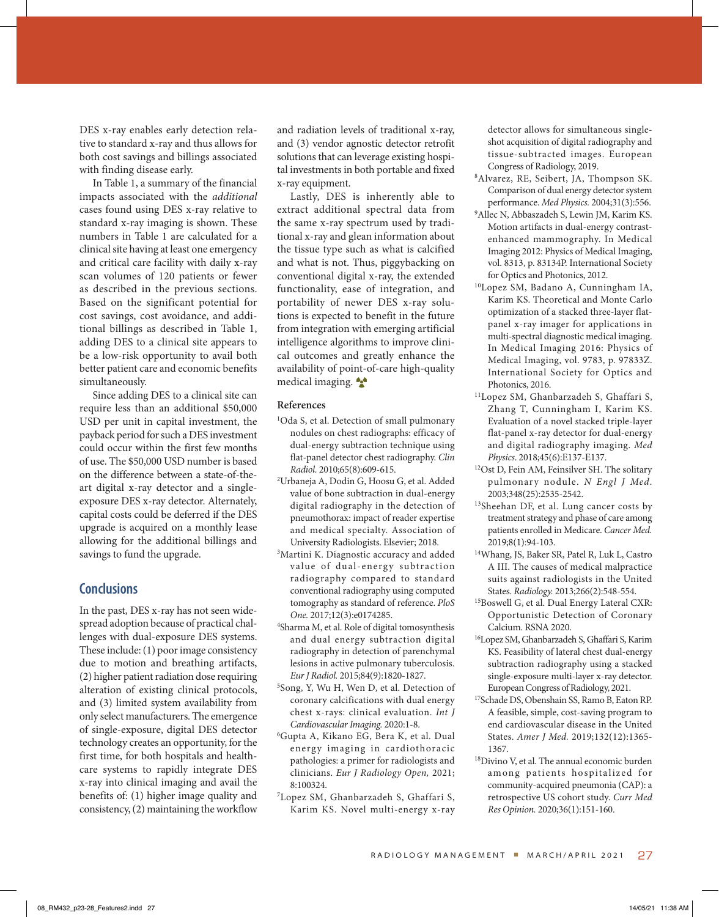DES x-ray enables early detection relative to standard x-ray and thus allows for both cost savings and billings associated with finding disease early.

In Table 1, a summary of the financial impacts associated with the *additional* cases found using DES x-ray relative to standard x-ray imaging is shown. These numbers in Table 1 are calculated for a clinical site having at least one emergency and critical care facility with daily x-ray scan volumes of 120 patients or fewer as described in the previous sections. Based on the significant potential for cost savings, cost avoidance, and additional billings as described in Table 1, adding DES to a clinical site appears to be a low-risk opportunity to avail both better patient care and economic benefits simultaneously.

Since adding DES to a clinical site can require less than an additional $50,000 USD per unit in capital investment, the payback period for such a DES investment could occur within the first few months of use. The $50,000 USD number is based on the difference between a state-of-the-art digital x-ray detector and a single-exposure DES x-ray detector. Alternately, capital costs could be deferred if the DES upgrade is acquired on a monthly lease allowing for the additional billings and savings to fund the upgrade.

## Conclusions

In the past, DES x-ray has not seen widespread adoption because of practical challenges with dual-exposure DES systems. These include: (1) poor image consistency due to motion and breathing artifacts, (2) higher patient radiation dose requiring alteration of existing clinical protocols, and (3) limited system availability from only select manufacturers. The emergence of single-exposure, digital DES detector technology creates an opportunity, for the first time, for both hospitals and healthcare systems to rapidly integrate DES x-ray into clinical imaging and avail the benefits of: (1) higher image quality and consistency, (2) maintaining the workflow and radiation levels of traditional x-ray, and (3) vendor agnostic detector retrofit solutions that can leverage existing hospital investments in both portable and fixed x-ray equipment.

Lastly, DES is inherently able to extract additional spectral data from the same x-ray spectrum used by traditional x-ray and glean information about the tissue type such as what is calcified and what is not. Thus, piggybacking on conventional digital x-ray, the extended functionality, ease of integration, and portability of newer DES x-ray solutions is expected to benefit in the future from integration with emerging artificial intelligence algorithms to improve clinical outcomes and greatly enhance the availability of point-of-care high-quality medical imaging.

### References

[1] Oda S, et al. Detection of small pulmonary nodules on chest radiographs: efficacy of dual-energy subtraction technique using flat-panel detector chest radiography. *Clin Radiol.* 2010;65(8):609-615.

[2] Urbaneja A, Dodin G, Hoosu G, et al. Added value of bone subtraction in dual-energy digital radiography in the detection of pneumothorax: impact of reader expertise and medical specialty. Association of University Radiologists. Elsevier; 2018.

[3] Martini K. Diagnostic accuracy and added value of dual-energy subtraction radiography compared to standard conventional radiography using computed tomography as standard of reference. *PloS One.* 2017;12(3):e0174285.

[4] Sharma M, et al. Role of digital tomosynthesis and dual energy subtraction digital radiography in detection of parenchymal lesions in active pulmonary tuberculosis. *Eur J Radiol.* 2015;84(9):1820-1827.

[5] Song, Y, Wu H, Wen D, et al. Detection of coronary calcifications with dual energy chest x-rays: clinical evaluation. *Int J Cardiovascular Imaging.* 2020:1-8.

[6] Gupta A, Kikano EG, Bera K, et al. Dual energy imaging in cardiothoracic pathologies: a primer for radiologists and clinicians. *Eur J Radiology Open,* 2021; 8:100324.

[7] Lopez SM, Ghanbarzadeh S, Ghaffari S, Karim KS. Novel multi-energy x-ray detector allows for simultaneous single-shot acquisition of digital radiography and tissue-subtracted images. European Congress of Radiology, 2019.

[8] Alvarez, RE, Seibert, JA, Thompson SK. Comparison of dual energy detector system performance. *Med Physics.* 2004;31(3):556.

[9] Allec N, Abbaszadeh S, Lewin JM, Karim KS. Motion artifacts in dual-energy contrast-enhanced mammography. In Medical Imaging 2012: Physics of Medical Imaging, vol. 8313, p. 83134P. International Society for Optics and Photonics, 2012.

[10] Lopez SM, Badano A, Cunningham IA, Karim KS. Theoretical and Monte Carlo optimization of a stacked three-layer flat-panel x-ray imager for applications in multi-spectral diagnostic medical imaging. In Medical Imaging 2016: Physics of Medical Imaging, vol. 9783, p. 97833Z. International Society for Optics and Photonics, 2016.

[11] Lopez SM, Ghanbarzadeh S, Ghaffari S, Zhang T, Cunningham I, Karim KS. Evaluation of a novel stacked triple-layer flat-panel x-ray detector for dual-energy and digital radiography imaging. *Med Physics*. 2018;45(6):E137-E137.

[12] Ost D, Fein AM, Feinsilver SH. The solitary pulmonary nodule. *N Engl J Med.* 2003;348(25):2535-2542.

[13] Sheehan DF, et al. Lung cancer costs by treatment strategy and phase of care among patients enrolled in Medicare. *Cancer Med.* 2019;8(1):94-103.

[14] Whang, JS, Baker SR, Patel R, Luk L, Castro A III. The causes of medical malpractice suits against radiologists in the United States. *Radiology.* 2013;266(2):548-554.

[15] Boswell G, et al. Dual Energy Lateral CXR: Opportunistic Detection of Coronary Calcium. RSNA 2020.

[16] Lopez SM, Ghanbarzadeh S, Ghaffari S, Karim KS. Feasibility of lateral chest dual-energy subtraction radiography using a stacked single-exposure multi-layer x-ray detector. European Congress of Radiology, 2021.

[17] Schade DS, Obenshain SS, Ramo B, Eaton RP. A feasible, simple, cost-saving program to end cardiovascular disease in the United States. *Amer J Med.* 2019;132(12):1365-1367.

[18] Divino V, et al. The annual economic burden among patients hospitalized for community-acquired pneumonia (CAP): a retrospective US cohort study. *Curr Med Res Opinion.* 2020;36(1):151-160.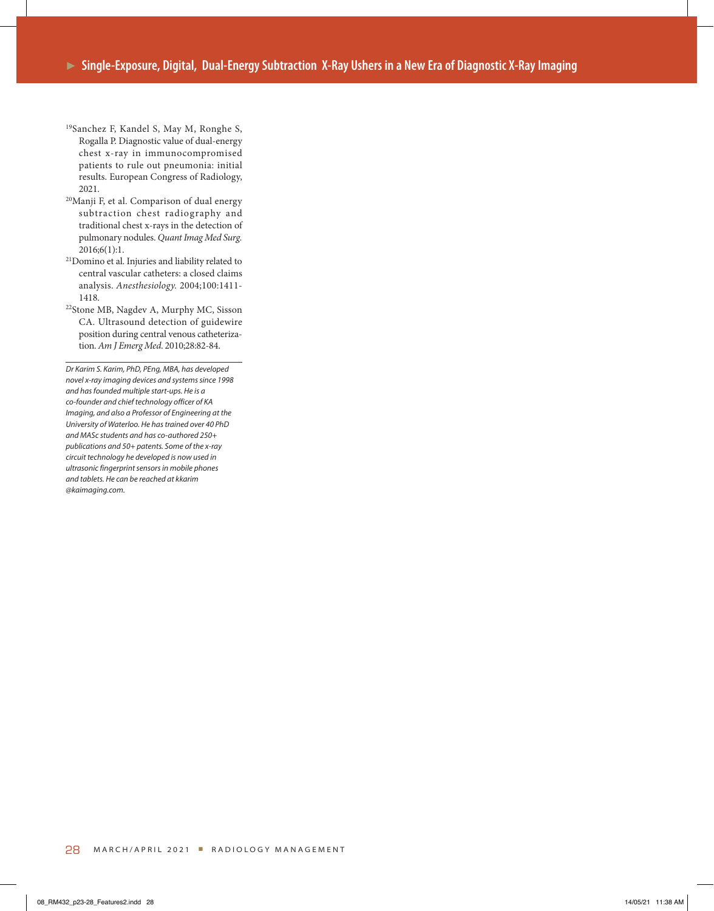[19]Sanchez F, Kandel S, May M, Ronghe S, Rogalla P. Diagnostic value of dual-energy chest x-ray in immunocompromised patients to rule out pneumonia: initial results. European Congress of Radiology, 2021.

[20]Manji F, et al. Comparison of dual energy subtraction chest radiography and traditional chest x-rays in the detection of pulmonary nodules. *Quant Imag Med Surg.* 2016;6(1):1.

[21]Domino et al. Injuries and liability related to central vascular catheters: a closed claims analysis. *Anesthesiology.* 2004;100:1411-1418.

[22]Stone MB, Nagdev A, Murphy MC, Sisson CA. Ultrasound detection of guidewire position during central venous catheterization. *Am J Emerg Med.* 2010;28:82-84.

---

*Dr Karim S. Karim, PhD, PEng, MBA, has developed novel x-ray imaging devices and systems since 1998 and has founded multiple start-ups. He is a co-founder and chief technology officer of KA Imaging, and also a Professor of Engineering at the University of Waterloo. He has trained over 40 PhD and MASc students and has co-authored 250+ publications and 50+ patents. Some of the x-ray circuit technology he developed is now used in ultrasonic fingerprint sensors in mobile phones and tablets. He can be reached at kkarim@kaimaging.com.*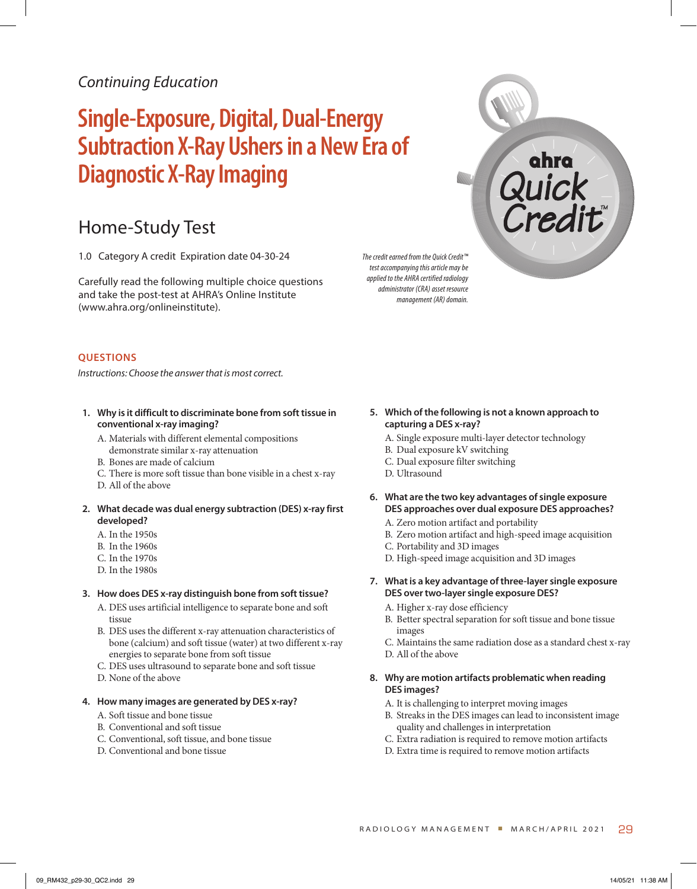*Continuing Education*

# Single-Exposure, Digital, Dual-Energy Subtraction X-Ray Ushers in a New Era of Diagnostic X-Ray Imaging

## Home-Study Test

1.0 Category A credit Expiration date 04-30-24

Carefully read the following multiple choice questions and take the post-test at AHRA's Online Institute (www.ahra.org/onlineinstitute).

*The credit earned from the Quick Credit™ test accompanying this article may be applied to the AHRA certified radiology administrator (CRA) asset resource management (AR) domain.*

### QUESTIONS

*Instructions: Choose the answer that is most correct.*

**1. Why is it difficult to discriminate bone from soft tissue in conventional x-ray imaging?**

A. Materials with different elemental compositions demonstrate similar x-ray attenuation
B. Bones are made of calcium
C. There is more soft tissue than bone visible in a chest x-ray
D. All of the above

**2. What decade was dual energy subtraction (DES) x-ray first developed?**

A. In the 1950s
B. In the 1960s
C. In the 1970s
D. In the 1980s

**3. How does DES x-ray distinguish bone from soft tissue?**

A. DES uses artificial intelligence to separate bone and soft tissue
B. DES uses the different x-ray attenuation characteristics of bone (calcium) and soft tissue (water) at two different x-ray energies to separate bone from soft tissue
C. DES uses ultrasound to separate bone and soft tissue
D. None of the above

**4. How many images are generated by DES x-ray?**

A. Soft tissue and bone tissue
B. Conventional and soft tissue
C. Conventional, soft tissue, and bone tissue
D. Conventional and bone tissue

**5. Which of the following is not a known approach to capturing a DES x-ray?**

A. Single exposure multi-layer detector technology
B. Dual exposure kV switching
C. Dual exposure filter switching
D. Ultrasound

**6. What are the two key advantages of single exposure DES approaches over dual exposure DES approaches?**

A. Zero motion artifact and portability
B. Zero motion artifact and high-speed image acquisition
C. Portability and 3D images
D. High-speed image acquisition and 3D images

**7. What is a key advantage of three-layer single exposure DES over two-layer single exposure DES?**

A. Higher x-ray dose efficiency
B. Better spectral separation for soft tissue and bone tissue images
C. Maintains the same radiation dose as a standard chest x-ray
D. All of the above

**8. Why are motion artifacts problematic when reading DES images?**

A. It is challenging to interpret moving images
B. Streaks in the DES images can lead to inconsistent image quality and challenges in interpretation
C. Extra radiation is required to remove motion artifacts
D. Extra time is required to remove motion artifacts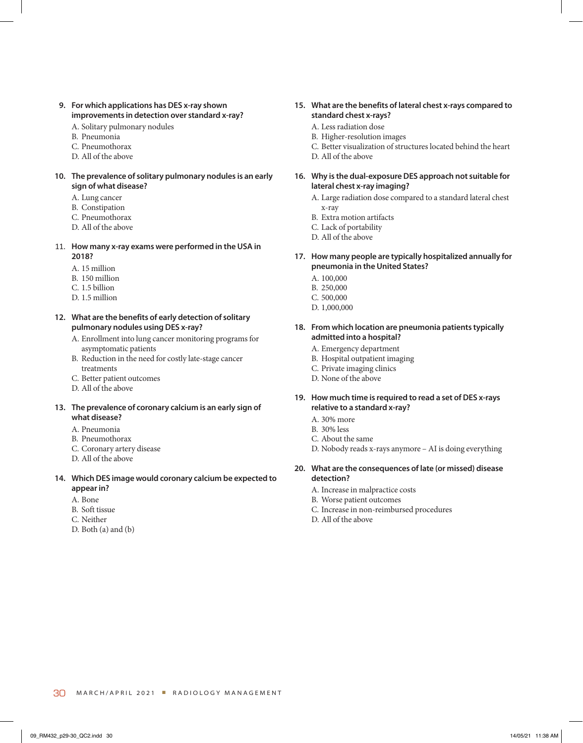**9. For which applications has DES x-ray shown improvements in detection over standard x-ray?**

A. Solitary pulmonary nodules
B. Pneumonia
C. Pneumothorax
D. All of the above

**10. The prevalence of solitary pulmonary nodules is an early sign of what disease?**

A. Lung cancer
B. Constipation
C. Pneumothorax
D. All of the above

**11. How many x-ray exams were performed in the USA in 2018?**

A. 15 million
B. 150 million
C. 1.5 billion
D. 1.5 million

**12. What are the benefits of early detection of solitary pulmonary nodules using DES x-ray?**

A. Enrollment into lung cancer monitoring programs for asymptomatic patients
B. Reduction in the need for costly late-stage cancer treatments
C. Better patient outcomes
D. All of the above

**13. The prevalence of coronary calcium is an early sign of what disease?**

A. Pneumonia
B. Pneumothorax
C. Coronary artery disease
D. All of the above

**14. Which DES image would coronary calcium be expected to appear in?**

A. Bone
B. Soft tissue
C. Neither
D. Both (a) and (b)

**15. What are the benefits of lateral chest x-rays compared to standard chest x-rays?**

A. Less radiation dose
B. Higher-resolution images
C. Better visualization of structures located behind the heart
D. All of the above

**16. Why is the dual-exposure DES approach not suitable for lateral chest x-ray imaging?**

A. Large radiation dose compared to a standard lateral chest x-ray
B. Extra motion artifacts
C. Lack of portability
D. All of the above

**17. How many people are typically hospitalized annually for pneumonia in the United States?**

A. 100,000
B. 250,000
C. 500,000
D. 1,000,000

**18. From which location are pneumonia patients typically admitted into a hospital?**

A. Emergency department
B. Hospital outpatient imaging
C. Private imaging clinics
D. None of the above

**19. How much time is required to read a set of DES x-rays relative to a standard x-ray?**

A. 30% more
B. 30% less
C. About the same
D. Nobody reads x-rays anymore – AI is doing everything

**20. What are the consequences of late (or missed) disease detection?**

A. Increase in malpractice costs
B. Worse patient outcomes
C. Increase in non-reimbursed procedures
D. All of the above